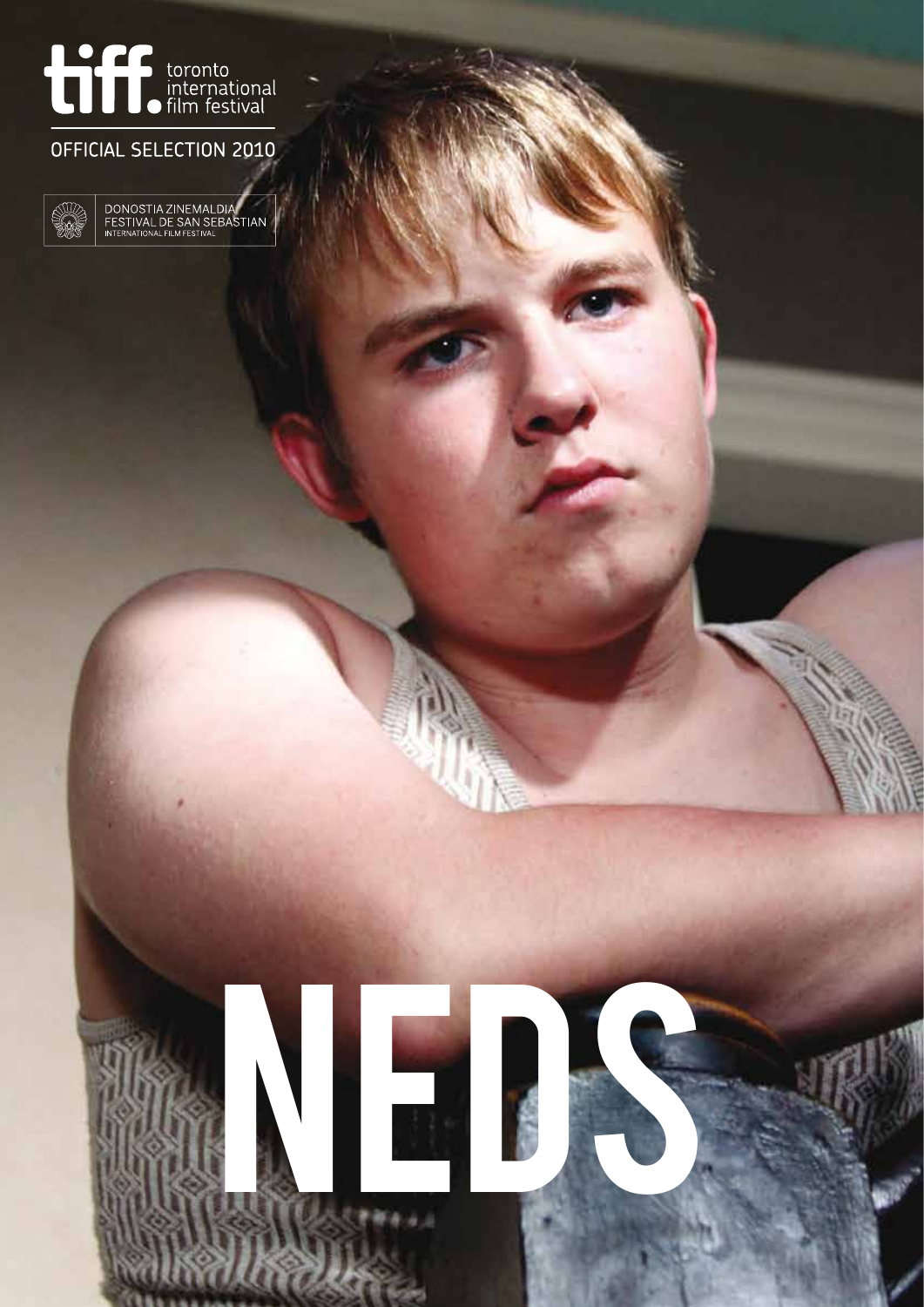tiff. toronto international film festival

OFFICIAL SELECTION 2010

DONOSTIA ZINEMALDIA
FESTIVAL DE SAN SEBASTIAN
INTERNATIONAL FILM FESTIVAL

# NEDS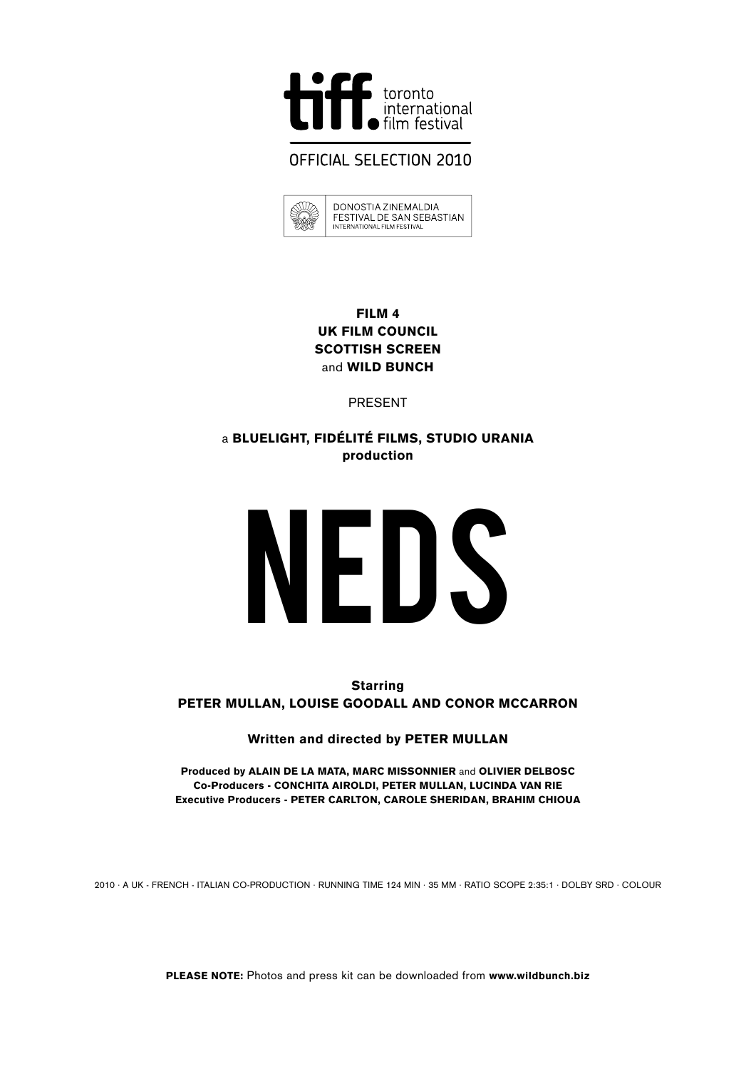tiff. toronto international film festival

OFFICIAL SELECTION 2010

DONOSTIA ZINEMALDIA
FESTIVAL DE SAN SEBASTIAN
INTERNATIONAL FILM FESTIVAL

**FILM 4**
**UK FILM COUNCIL**
**SCOTTISH SCREEN**
and **WILD BUNCH**

PRESENT

a **BLUELIGHT, FIDÉLITÉ FILMS, STUDIO URANIA production**

# NEDS

**Starring**
**PETER MULLAN, LOUISE GOODALL AND CONOR MCCARRON**

**Written and directed by PETER MULLAN**

**Produced by ALAIN DE LA MATA, MARC MISSONNIER** and **OLIVIER DELBOSC**
**Co-Producers - CONCHITA AIROLDI, PETER MULLAN, LUCINDA VAN RIE**
**Executive Producers - PETER CARLTON, CAROLE SHERIDAN, BRAHIM CHIOUA**

2010 · A UK - FRENCH - ITALIAN CO-PRODUCTION · RUNNING TIME 124 MIN · 35 MM · RATIO SCOPE 2:35:1 · DOLBY SRD · COLOUR

**PLEASE NOTE:** Photos and press kit can be downloaded from **www.wildbunch.biz**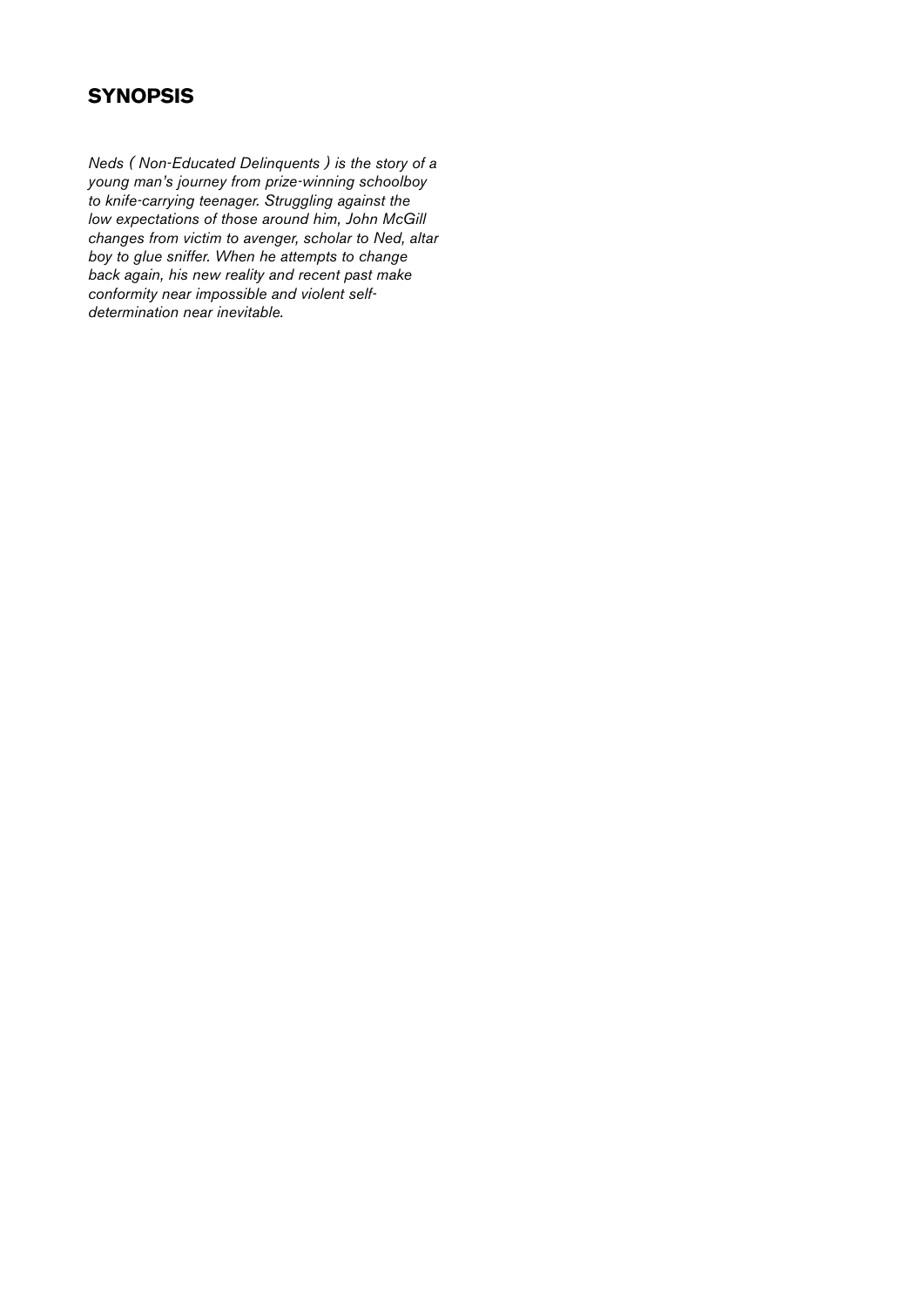## SYNOPSIS

*Neds ( Non-Educated Delinquents ) is the story of a young man's journey from prize-winning schoolboy to knife-carrying teenager. Struggling against the low expectations of those around him, John McGill changes from victim to avenger, scholar to Ned, altar boy to glue sniffer. When he attempts to change back again, his new reality and recent past make conformity near impossible and violent self-determination near inevitable.*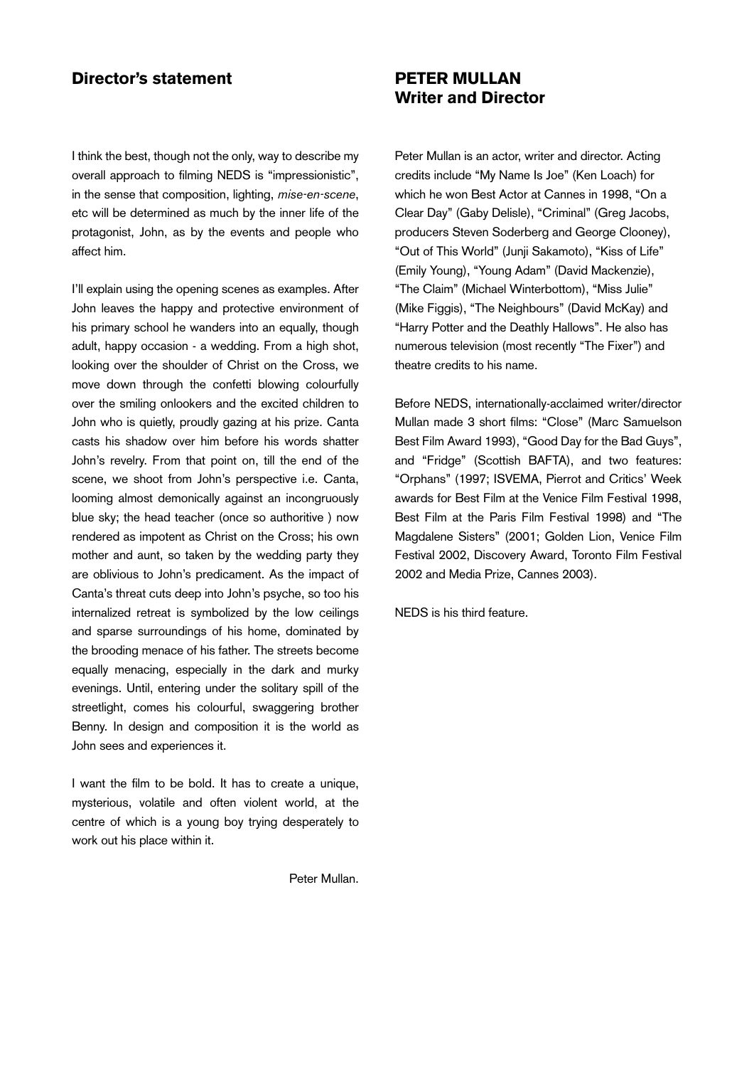## Director's statement

I think the best, though not the only, way to describe my overall approach to filming NEDS is "impressionistic", in the sense that composition, lighting, *mise-en-scene*, etc will be determined as much by the inner life of the protagonist, John, as by the events and people who affect him.

I'll explain using the opening scenes as examples. After John leaves the happy and protective environment of his primary school he wanders into an equally, though adult, happy occasion - a wedding. From a high shot, looking over the shoulder of Christ on the Cross, we move down through the confetti blowing colourfully over the smiling onlookers and the excited children to John who is quietly, proudly gazing at his prize. Canta casts his shadow over him before his words shatter John's revelry. From that point on, till the end of the scene, we shoot from John's perspective i.e. Canta, looming almost demonically against an incongruously blue sky; the head teacher (once so authoritive ) now rendered as impotent as Christ on the Cross; his own mother and aunt, so taken by the wedding party they are oblivious to John's predicament. As the impact of Canta's threat cuts deep into John's psyche, so too his internalized retreat is symbolized by the low ceilings and sparse surroundings of his home, dominated by the brooding menace of his father. The streets become equally menacing, especially in the dark and murky evenings. Until, entering under the solitary spill of the streetlight, comes his colourful, swaggering brother Benny. In design and composition it is the world as John sees and experiences it.

I want the film to be bold. It has to create a unique, mysterious, volatile and often violent world, at the centre of which is a young boy trying desperately to work out his place within it.

Peter Mullan.

## PETER MULLAN
## Writer and Director

Peter Mullan is an actor, writer and director. Acting credits include "My Name Is Joe" (Ken Loach) for which he won Best Actor at Cannes in 1998, "On a Clear Day" (Gaby Delisle), "Criminal" (Greg Jacobs, producers Steven Soderberg and George Clooney), "Out of This World" (Junji Sakamoto), "Kiss of Life" (Emily Young), "Young Adam" (David Mackenzie), "The Claim" (Michael Winterbottom), "Miss Julie" (Mike Figgis), "The Neighbours" (David McKay) and "Harry Potter and the Deathly Hallows". He also has numerous television (most recently "The Fixer") and theatre credits to his name.

Before NEDS, internationally-acclaimed writer/director Mullan made 3 short films: "Close" (Marc Samuelson Best Film Award 1993), "Good Day for the Bad Guys", and "Fridge" (Scottish BAFTA), and two features: "Orphans" (1997; ISVEMA, Pierrot and Critics' Week awards for Best Film at the Venice Film Festival 1998, Best Film at the Paris Film Festival 1998) and "The Magdalene Sisters" (2001; Golden Lion, Venice Film Festival 2002, Discovery Award, Toronto Film Festival 2002 and Media Prize, Cannes 2003).

NEDS is his third feature.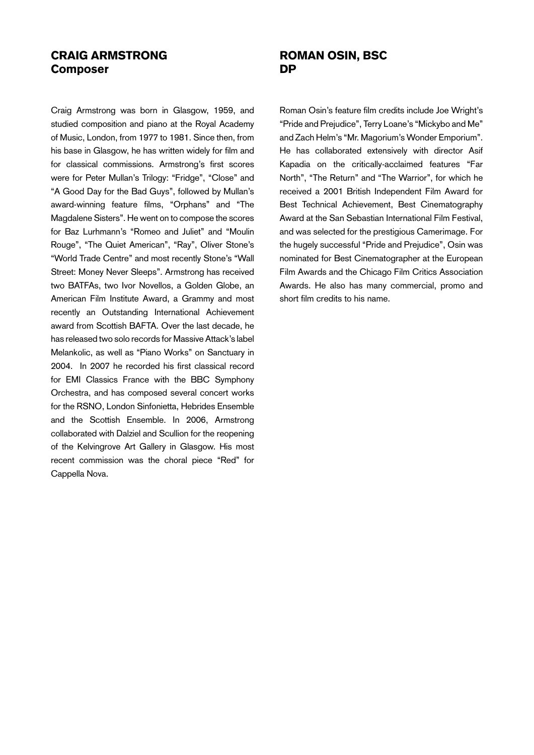## CRAIG ARMSTRONG
## Composer

Craig Armstrong was born in Glasgow, 1959, and studied composition and piano at the Royal Academy of Music, London, from 1977 to 1981. Since then, from his base in Glasgow, he has written widely for film and for classical commissions. Armstrong's first scores were for Peter Mullan's Trilogy: "Fridge", "Close" and "A Good Day for the Bad Guys", followed by Mullan's award-winning feature films, "Orphans" and "The Magdalene Sisters". He went on to compose the scores for Baz Lurhmann's "Romeo and Juliet" and "Moulin Rouge", "The Quiet American", "Ray", Oliver Stone's "World Trade Centre" and most recently Stone's "Wall Street: Money Never Sleeps". Armstrong has received two BATFAs, two Ivor Novellos, a Golden Globe, an American Film Institute Award, a Grammy and most recently an Outstanding International Achievement award from Scottish BAFTA. Over the last decade, he has released two solo records for Massive Attack's label Melankolic, as well as "Piano Works" on Sanctuary in 2004. In 2007 he recorded his first classical record for EMI Classics France with the BBC Symphony Orchestra, and has composed several concert works for the RSNO, London Sinfonietta, Hebrides Ensemble and the Scottish Ensemble. In 2006, Armstrong collaborated with Dalziel and Scullion for the reopening of the Kelvingrove Art Gallery in Glasgow. His most recent commission was the choral piece "Red" for Cappella Nova.

## ROMAN OSIN, BSC
## DP

Roman Osin's feature film credits include Joe Wright's "Pride and Prejudice", Terry Loane's "Mickybo and Me" and Zach Helm's "Mr. Magorium's Wonder Emporium". He has collaborated extensively with director Asif Kapadia on the critically-acclaimed features "Far North", "The Return" and "The Warrior", for which he received a 2001 British Independent Film Award for Best Technical Achievement, Best Cinematography Award at the San Sebastian International Film Festival, and was selected for the prestigious Camerimage. For the hugely successful "Pride and Prejudice", Osin was nominated for Best Cinematographer at the European Film Awards and the Chicago Film Critics Association Awards. He also has many commercial, promo and short film credits to his name.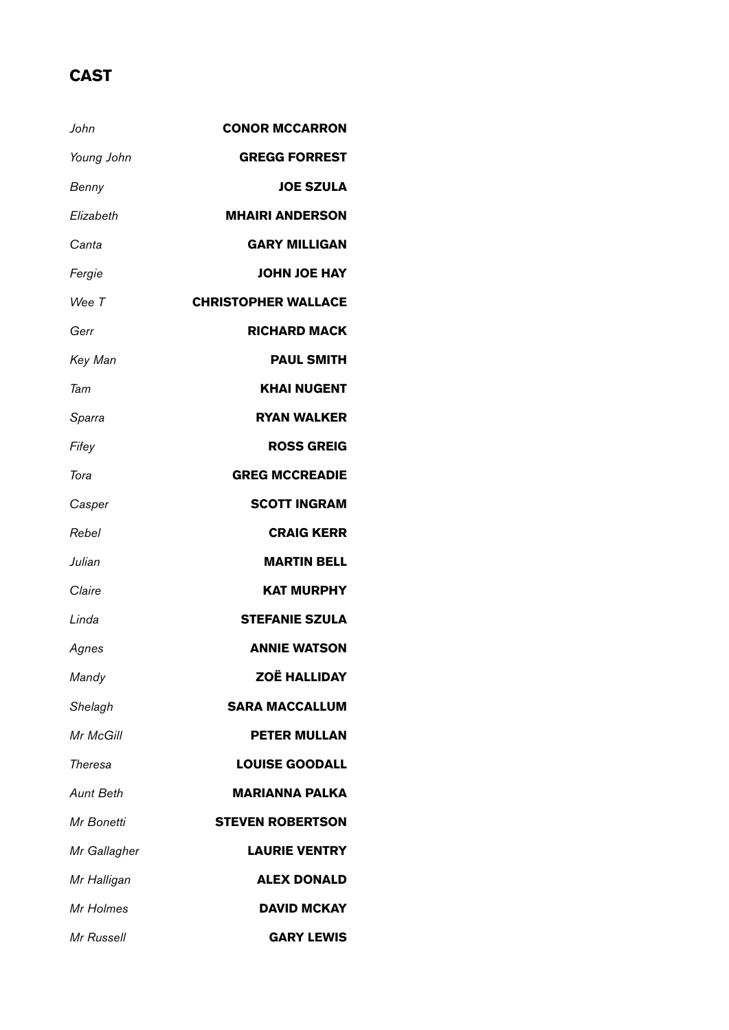## CAST

| | |
|---|---|
| *John* | **CONOR MCCARRON** |
| *Young John* | **GREGG FORREST** |
| *Benny* | **JOE SZULA** |
| *Elizabeth* | **MHAIRI ANDERSON** |
| *Canta* | **GARY MILLIGAN** |
| *Fergie* | **JOHN JOE HAY** |
| *Wee T* | **CHRISTOPHER WALLACE** |
| *Gerr* | **RICHARD MACK** |
| *Key Man* | **PAUL SMITH** |
| *Tam* | **KHAI NUGENT** |
| *Sparra* | **RYAN WALKER** |
| *Fifey* | **ROSS GREIG** |
| *Tora* | **GREG MCCREADIE** |
| *Casper* | **SCOTT INGRAM** |
| *Rebel* | **CRAIG KERR** |
| *Julian* | **MARTIN BELL** |
| *Claire* | **KAT MURPHY** |
| *Linda* | **STEFANIE SZULA** |
| *Agnes* | **ANNIE WATSON** |
| *Mandy* | **ZOË HALLIDAY** |
| *Shelagh* | **SARA MACCALLUM** |
| *Mr McGill* | **PETER MULLAN** |
| *Theresa* | **LOUISE GOODALL** |
| *Aunt Beth* | **MARIANNA PALKA** |
| *Mr Bonetti* | **STEVEN ROBERTSON** |
| *Mr Gallagher* | **LAURIE VENTRY** |
| *Mr Halligan* | **ALEX DONALD** |
| *Mr Holmes* | **DAVID MCKAY** |
| *Mr Russell* | **GARY LEWIS** |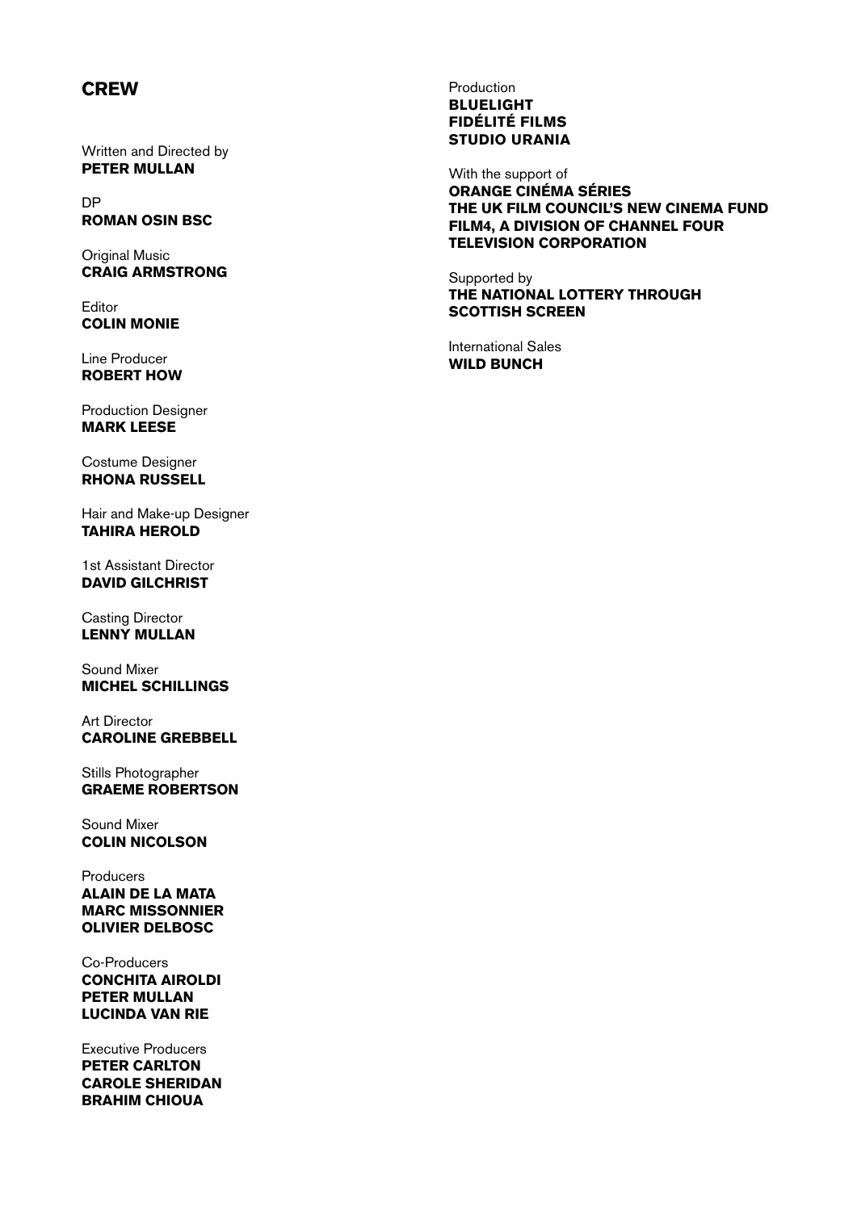## CREW

Written and Directed by
**PETER MULLAN**

DP
**ROMAN OSIN BSC**

Original Music
**CRAIG ARMSTRONG**

Editor
**COLIN MONIE**

Line Producer
**ROBERT HOW**

Production Designer
**MARK LEESE**

Costume Designer
**RHONA RUSSELL**

Hair and Make-up Designer
**TAHIRA HEROLD**

1st Assistant Director
**DAVID GILCHRIST**

Casting Director
**LENNY MULLAN**

Sound Mixer
**MICHEL SCHILLINGS**

Art Director
**CAROLINE GREBBELL**

Stills Photographer
**GRAEME ROBERTSON**

Sound Mixer
**COLIN NICOLSON**

Producers
**ALAIN DE LA MATA**
**MARC MISSONNIER**
**OLIVIER DELBOSC**

Co-Producers
**CONCHITA AIROLDI**
**PETER MULLAN**
**LUCINDA VAN RIE**

Executive Producers
**PETER CARLTON**
**CAROLE SHERIDAN**
**BRAHIM CHIOUA**

Production
**BLUELIGHT**
**FIDÉLITÉ FILMS**
**STUDIO URANIA**

With the support of
**ORANGE CINÉMA SÉRIES**
**THE UK FILM COUNCIL'S NEW CINEMA FUND**
**FILM4, A DIVISION OF CHANNEL FOUR TELEVISION CORPORATION**

Supported by
**THE NATIONAL LOTTERY THROUGH SCOTTISH SCREEN**

International Sales
**WILD BUNCH**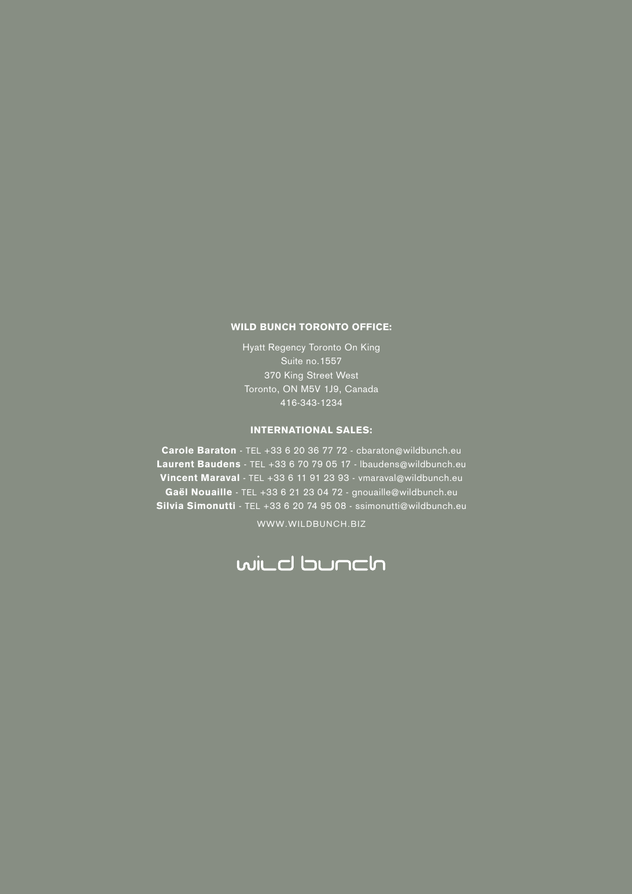**WILD BUNCH TORONTO OFFICE:**

Hyatt Regency Toronto On King
Suite no.1557
370 King Street West
Toronto, ON M5V 1J9, Canada
416-343-1234

**INTERNATIONAL SALES:**

**Carole Baraton** - TEL +33 6 20 36 77 72 - cbaraton@wildbunch.eu
**Laurent Baudens** - TEL +33 6 70 79 05 17 - lbaudens@wildbunch.eu
**Vincent Maraval** - TEL +33 6 11 91 23 93 - vmaraval@wildbunch.eu
**Gaël Nouaille** - TEL +33 6 21 23 04 72 - gnouaille@wildbunch.eu
**Silvia Simonutti** - TEL +33 6 20 74 95 08 - ssimonutti@wildbunch.eu

WWW.WILDBUNCH.BIZ

wild bunch